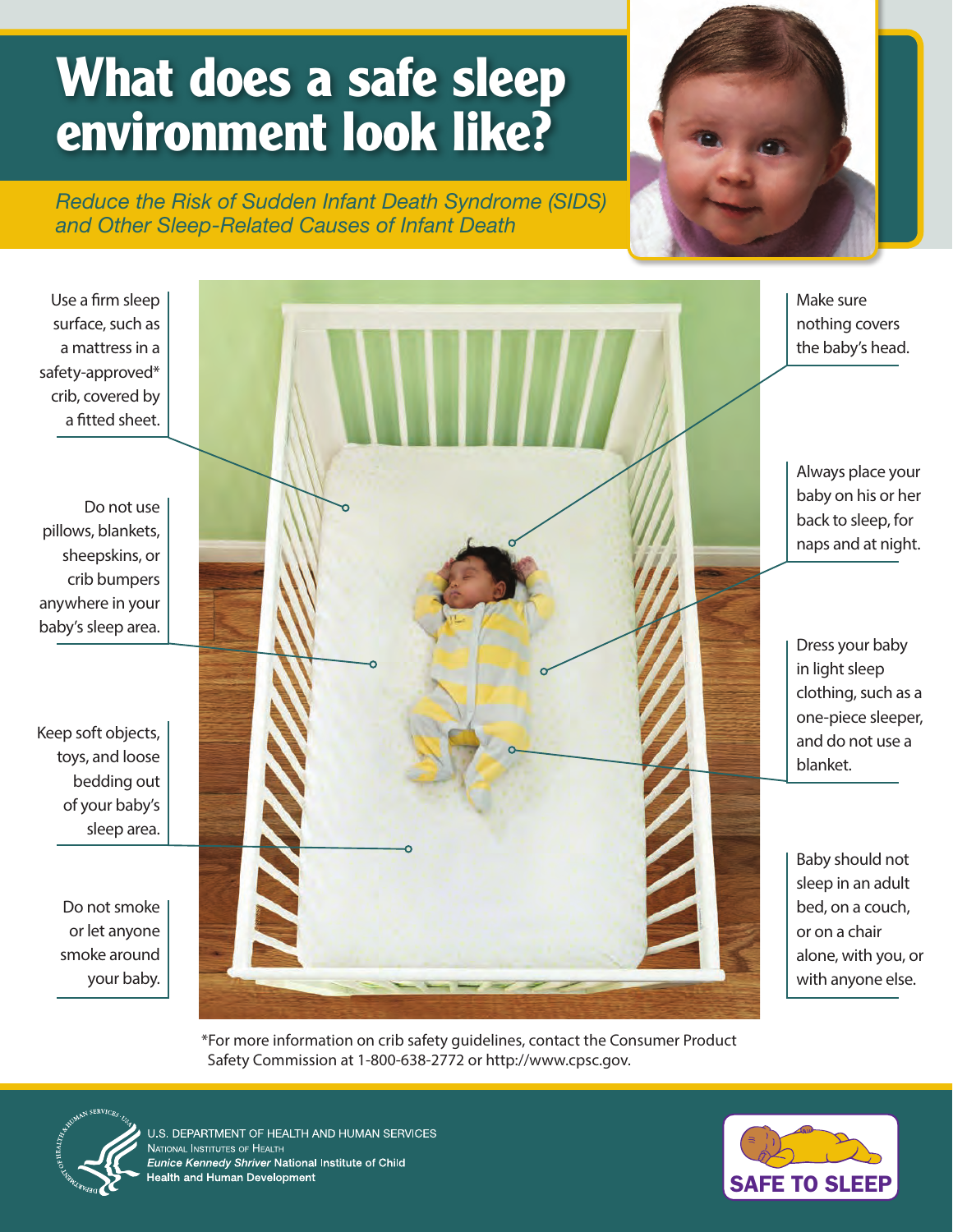# What does a safe sleep environment look like?

*Reduce the Risk of Sudden Infant Death Syndrome (SIDS) and Other Sleep-Related Causes of Infant Death*

Use a firm sleep surface, such as a mattress in a safety-approved* crib, covered by a fitted sheet.

Do not use pillows, blankets, sheepskins, or crib bumpers anywhere in your baby's sleep area.

Keep soft objects, toys, and loose bedding out of your baby's sleep area.

Do not smoke or let anyone smoke around your baby.

Make sure nothing covers the baby's head.

Always place your baby on his or her back to sleep, for naps and at night.

Dress your baby in light sleep clothing, such as a one-piece sleeper, and do not use a blanket.

Baby should not sleep in an adult bed, on a couch, or on a chair alone, with you, or with anyone else.

*For more information on crib safety guidelines, contact the Consumer Product Safety Commission at 1-800-638-2772 or http://www.cpsc.gov.

U.S. DEPARTMENT OF HEALTH AND HUMAN SERVICES
National Institutes of Health
*Eunice Kennedy Shriver* National Institute of Child Health and Human Development

SAFE TO SLEEP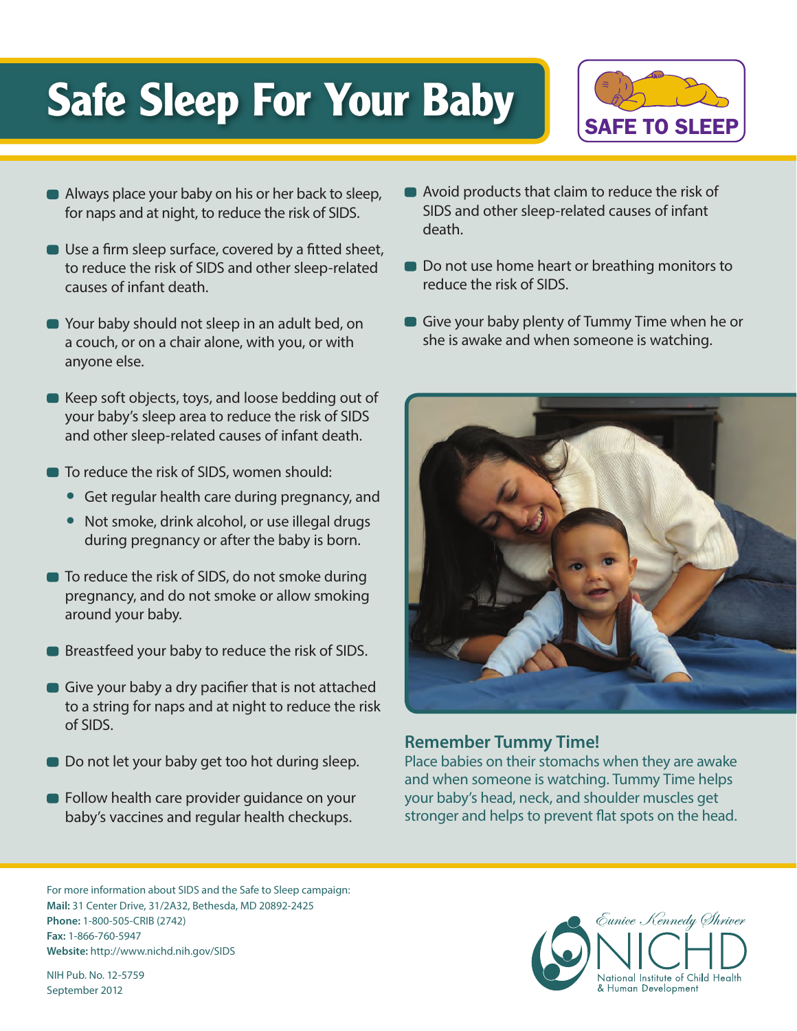# Safe Sleep For Your Baby

SAFE TO SLEEP

- Always place your baby on his or her back to sleep, for naps and at night, to reduce the risk of SIDS.
- Use a firm sleep surface, covered by a fitted sheet, to reduce the risk of SIDS and other sleep-related causes of infant death.
- Your baby should not sleep in an adult bed, on a couch, or on a chair alone, with you, or with anyone else.
- Keep soft objects, toys, and loose bedding out of your baby's sleep area to reduce the risk of SIDS and other sleep-related causes of infant death.
- To reduce the risk of SIDS, women should:
  - Get regular health care during pregnancy, and
  - Not smoke, drink alcohol, or use illegal drugs during pregnancy or after the baby is born.
- To reduce the risk of SIDS, do not smoke during pregnancy, and do not smoke or allow smoking around your baby.
- Breastfeed your baby to reduce the risk of SIDS.
- Give your baby a dry pacifier that is not attached to a string for naps and at night to reduce the risk of SIDS.
- Do not let your baby get too hot during sleep.
- Follow health care provider guidance on your baby's vaccines and regular health checkups.
- Avoid products that claim to reduce the risk of SIDS and other sleep-related causes of infant death.
- Do not use home heart or breathing monitors to reduce the risk of SIDS.
- Give your baby plenty of Tummy Time when he or she is awake and when someone is watching.

## Remember Tummy Time!

Place babies on their stomachs when they are awake and when someone is watching. Tummy Time helps your baby's head, neck, and shoulder muscles get stronger and helps to prevent flat spots on the head.

For more information about SIDS and the Safe to Sleep campaign:
**Mail:** 31 Center Drive, 31/2A32, Bethesda, MD 20892-2425
**Phone:** 1-800-505-CRIB (2742)
**Fax:** 1-866-760-5947
**Website:** http://www.nichd.nih.gov/SIDS

NIH Pub. No. 12-5759
September 2012

*Eunice Kennedy Shriver* NICHD
National Institute of Child Health & Human Development